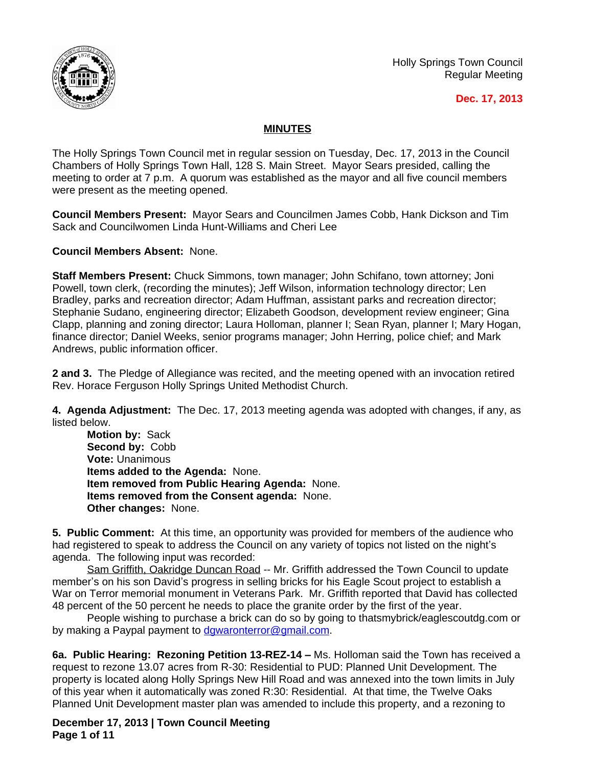Holly Springs Town Council
Regular Meeting

**Dec. 17, 2013**

## MINUTES

The Holly Springs Town Council met in regular session on Tuesday, Dec. 17, 2013 in the Council Chambers of Holly Springs Town Hall, 128 S. Main Street. Mayor Sears presided, calling the meeting to order at 7 p.m. A quorum was established as the mayor and all five council members were present as the meeting opened.

**Council Members Present:** Mayor Sears and Councilmen James Cobb, Hank Dickson and Tim Sack and Councilwomen Linda Hunt-Williams and Cheri Lee

**Council Members Absent:** None.

**Staff Members Present:** Chuck Simmons, town manager; John Schifano, town attorney; Joni Powell, town clerk, (recording the minutes); Jeff Wilson, information technology director; Len Bradley, parks and recreation director; Adam Huffman, assistant parks and recreation director; Stephanie Sudano, engineering director; Elizabeth Goodson, development review engineer; Gina Clapp, planning and zoning director; Laura Holloman, planner I; Sean Ryan, planner I; Mary Hogan, finance director; Daniel Weeks, senior programs manager; John Herring, police chief; and Mark Andrews, public information officer.

**2 and 3.** The Pledge of Allegiance was recited, and the meeting opened with an invocation retired Rev. Horace Ferguson Holly Springs United Methodist Church.

**4. Agenda Adjustment:** The Dec. 17, 2013 meeting agenda was adopted with changes, if any, as listed below.

**Motion by:** Sack
**Second by:** Cobb
**Vote:** Unanimous
**Items added to the Agenda:** None.
**Item removed from Public Hearing Agenda:** None.
**Items removed from the Consent agenda:** None.
**Other changes:** None.

**5. Public Comment:** At this time, an opportunity was provided for members of the audience who had registered to speak to address the Council on any variety of topics not listed on the night's agenda. The following input was recorded:

Sam Griffith, Oakridge Duncan Road -- Mr. Griffith addressed the Town Council to update member's on his son David's progress in selling bricks for his Eagle Scout project to establish a War on Terror memorial monument in Veterans Park. Mr. Griffith reported that David has collected 48 percent of the 50 percent he needs to place the granite order by the first of the year.

People wishing to purchase a brick can do so by going to thatsmybrick/eaglescoutdg.com or by making a Paypal payment to dgwaronterror@gmail.com.

**6a. Public Hearing: Rezoning Petition 13-REZ-14 –** Ms. Holloman said the Town has received a request to rezone 13.07 acres from R-30: Residential to PUD: Planned Unit Development. The property is located along Holly Springs New Hill Road and was annexed into the town limits in July of this year when it automatically was zoned R:30: Residential. At that time, the Twelve Oaks Planned Unit Development master plan was amended to include this property, and a rezoning to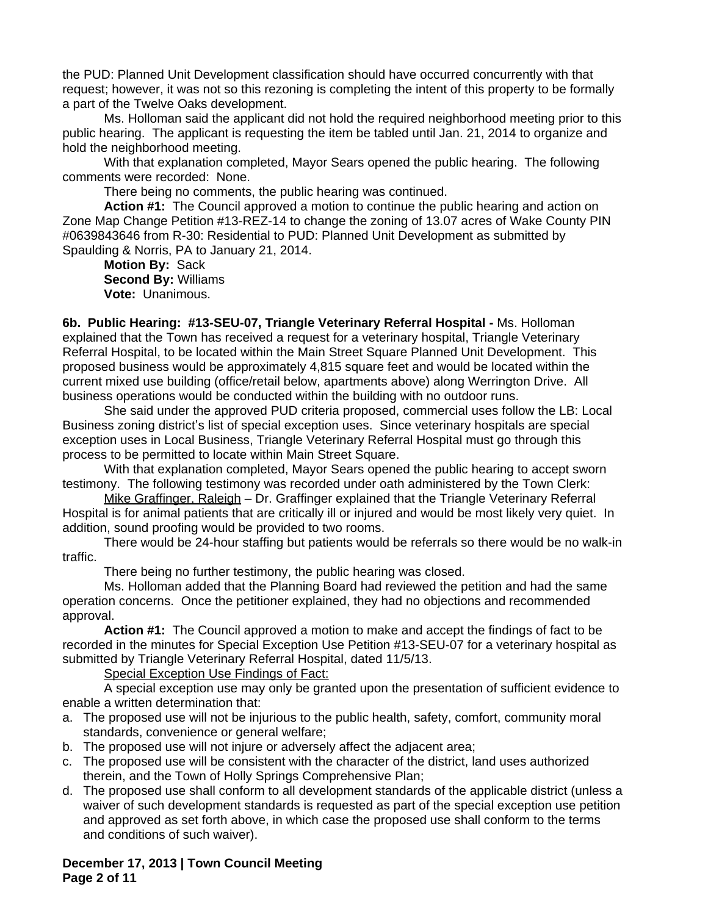the PUD: Planned Unit Development classification should have occurred concurrently with that request; however, it was not so this rezoning is completing the intent of this property to be formally a part of the Twelve Oaks development.

Ms. Holloman said the applicant did not hold the required neighborhood meeting prior to this public hearing. The applicant is requesting the item be tabled until Jan. 21, 2014 to organize and hold the neighborhood meeting.

With that explanation completed, Mayor Sears opened the public hearing. The following comments were recorded: None.

There being no comments, the public hearing was continued.

**Action #1:** The Council approved a motion to continue the public hearing and action on Zone Map Change Petition #13-REZ-14 to change the zoning of 13.07 acres of Wake County PIN #0639843646 from R-30: Residential to PUD: Planned Unit Development as submitted by Spaulding & Norris, PA to January 21, 2014.

**Motion By:** Sack
**Second By:** Williams
**Vote:** Unanimous.

**6b. Public Hearing: #13-SEU-07, Triangle Veterinary Referral Hospital -** Ms. Holloman explained that the Town has received a request for a veterinary hospital, Triangle Veterinary Referral Hospital, to be located within the Main Street Square Planned Unit Development. This proposed business would be approximately 4,815 square feet and would be located within the current mixed use building (office/retail below, apartments above) along Werrington Drive. All business operations would be conducted within the building with no outdoor runs.

She said under the approved PUD criteria proposed, commercial uses follow the LB: Local Business zoning district's list of special exception uses. Since veterinary hospitals are special exception uses in Local Business, Triangle Veterinary Referral Hospital must go through this process to be permitted to locate within Main Street Square.

With that explanation completed, Mayor Sears opened the public hearing to accept sworn testimony. The following testimony was recorded under oath administered by the Town Clerk:

Mike Graffinger, Raleigh – Dr. Graffinger explained that the Triangle Veterinary Referral Hospital is for animal patients that are critically ill or injured and would be most likely very quiet. In addition, sound proofing would be provided to two rooms.

There would be 24-hour staffing but patients would be referrals so there would be no walk-in traffic.

There being no further testimony, the public hearing was closed.

Ms. Holloman added that the Planning Board had reviewed the petition and had the same operation concerns. Once the petitioner explained, they had no objections and recommended approval.

**Action #1:** The Council approved a motion to make and accept the findings of fact to be recorded in the minutes for Special Exception Use Petition #13-SEU-07 for a veterinary hospital as submitted by Triangle Veterinary Referral Hospital, dated 11/5/13.

Special Exception Use Findings of Fact:

A special exception use may only be granted upon the presentation of sufficient evidence to enable a written determination that:

a. The proposed use will not be injurious to the public health, safety, comfort, community moral standards, convenience or general welfare;
b. The proposed use will not injure or adversely affect the adjacent area;
c. The proposed use will be consistent with the character of the district, land uses authorized therein, and the Town of Holly Springs Comprehensive Plan;
d. The proposed use shall conform to all development standards of the applicable district (unless a waiver of such development standards is requested as part of the special exception use petition and approved as set forth above, in which case the proposed use shall conform to the terms and conditions of such waiver).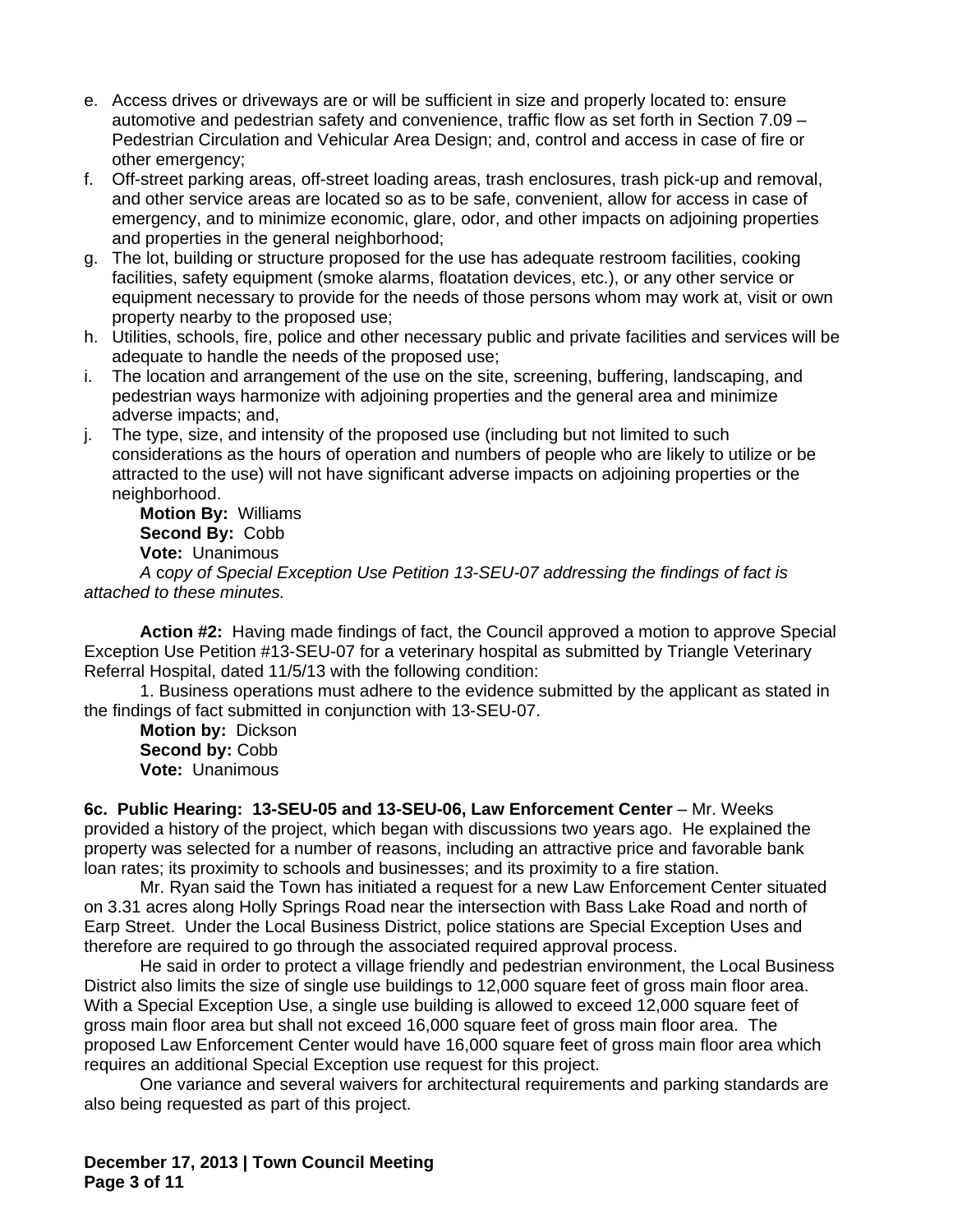e. Access drives or driveways are or will be sufficient in size and properly located to: ensure automotive and pedestrian safety and convenience, traffic flow as set forth in Section 7.09 – Pedestrian Circulation and Vehicular Area Design; and, control and access in case of fire or other emergency;
f. Off-street parking areas, off-street loading areas, trash enclosures, trash pick-up and removal, and other service areas are located so as to be safe, convenient, allow for access in case of emergency, and to minimize economic, glare, odor, and other impacts on adjoining properties and properties in the general neighborhood;
g. The lot, building or structure proposed for the use has adequate restroom facilities, cooking facilities, safety equipment (smoke alarms, floatation devices, etc.), or any other service or equipment necessary to provide for the needs of those persons whom may work at, visit or own property nearby to the proposed use;
h. Utilities, schools, fire, police and other necessary public and private facilities and services will be adequate to handle the needs of the proposed use;
i. The location and arrangement of the use on the site, screening, buffering, landscaping, and pedestrian ways harmonize with adjoining properties and the general area and minimize adverse impacts; and,
j. The type, size, and intensity of the proposed use (including but not limited to such considerations as the hours of operation and numbers of people who are likely to utilize or be attracted to the use) will not have significant adverse impacts on adjoining properties or the neighborhood.

**Motion By:** Williams
**Second By:** Cobb
**Vote:** Unanimous

*A copy of Special Exception Use Petition 13-SEU-07 addressing the findings of fact is attached to these minutes.*

**Action #2:** Having made findings of fact, the Council approved a motion to approve Special Exception Use Petition #13-SEU-07 for a veterinary hospital as submitted by Triangle Veterinary Referral Hospital, dated 11/5/13 with the following condition:

1. Business operations must adhere to the evidence submitted by the applicant as stated in the findings of fact submitted in conjunction with 13-SEU-07.

**Motion by:** Dickson
**Second by:** Cobb
**Vote:** Unanimous

**6c. Public Hearing: 13-SEU-05 and 13-SEU-06, Law Enforcement Center** – Mr. Weeks provided a history of the project, which began with discussions two years ago. He explained the property was selected for a number of reasons, including an attractive price and favorable bank loan rates; its proximity to schools and businesses; and its proximity to a fire station.

Mr. Ryan said the Town has initiated a request for a new Law Enforcement Center situated on 3.31 acres along Holly Springs Road near the intersection with Bass Lake Road and north of Earp Street. Under the Local Business District, police stations are Special Exception Uses and therefore are required to go through the associated required approval process.

He said in order to protect a village friendly and pedestrian environment, the Local Business District also limits the size of single use buildings to 12,000 square feet of gross main floor area. With a Special Exception Use, a single use building is allowed to exceed 12,000 square feet of gross main floor area but shall not exceed 16,000 square feet of gross main floor area. The proposed Law Enforcement Center would have 16,000 square feet of gross main floor area which requires an additional Special Exception use request for this project.

One variance and several waivers for architectural requirements and parking standards are also being requested as part of this project.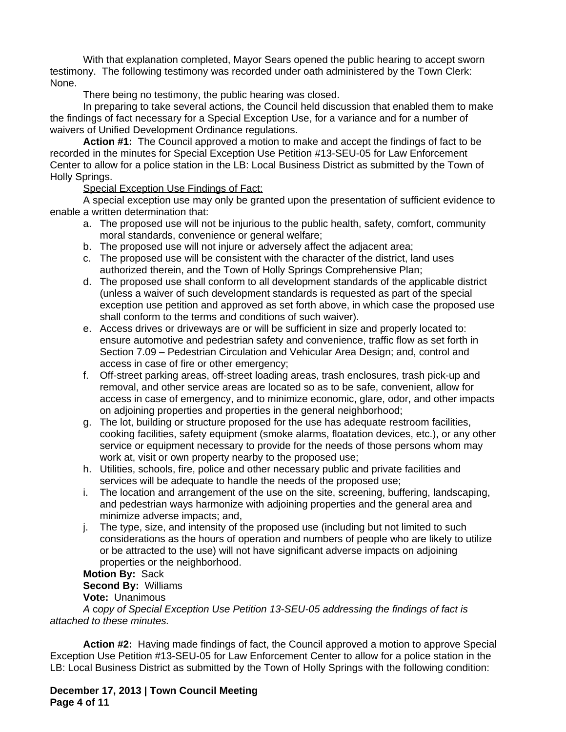With that explanation completed, Mayor Sears opened the public hearing to accept sworn testimony. The following testimony was recorded under oath administered by the Town Clerk: None.

There being no testimony, the public hearing was closed.

In preparing to take several actions, the Council held discussion that enabled them to make the findings of fact necessary for a Special Exception Use, for a variance and for a number of waivers of Unified Development Ordinance regulations.

**Action #1:** The Council approved a motion to make and accept the findings of fact to be recorded in the minutes for Special Exception Use Petition #13-SEU-05 for Law Enforcement Center to allow for a police station in the LB: Local Business District as submitted by the Town of Holly Springs.

Special Exception Use Findings of Fact:

A special exception use may only be granted upon the presentation of sufficient evidence to enable a written determination that:

a. The proposed use will not be injurious to the public health, safety, comfort, community moral standards, convenience or general welfare;
b. The proposed use will not injure or adversely affect the adjacent area;
c. The proposed use will be consistent with the character of the district, land uses authorized therein, and the Town of Holly Springs Comprehensive Plan;
d. The proposed use shall conform to all development standards of the applicable district (unless a waiver of such development standards is requested as part of the special exception use petition and approved as set forth above, in which case the proposed use shall conform to the terms and conditions of such waiver).
e. Access drives or driveways are or will be sufficient in size and properly located to: ensure automotive and pedestrian safety and convenience, traffic flow as set forth in Section 7.09 – Pedestrian Circulation and Vehicular Area Design; and, control and access in case of fire or other emergency;
f. Off-street parking areas, off-street loading areas, trash enclosures, trash pick-up and removal, and other service areas are located so as to be safe, convenient, allow for access in case of emergency, and to minimize economic, glare, odor, and other impacts on adjoining properties and properties in the general neighborhood;
g. The lot, building or structure proposed for the use has adequate restroom facilities, cooking facilities, safety equipment (smoke alarms, floatation devices, etc.), or any other service or equipment necessary to provide for the needs of those persons whom may work at, visit or own property nearby to the proposed use;
h. Utilities, schools, fire, police and other necessary public and private facilities and services will be adequate to handle the needs of the proposed use;
i. The location and arrangement of the use on the site, screening, buffering, landscaping, and pedestrian ways harmonize with adjoining properties and the general area and minimize adverse impacts; and,
j. The type, size, and intensity of the proposed use (including but not limited to such considerations as the hours of operation and numbers of people who are likely to utilize or be attracted to the use) will not have significant adverse impacts on adjoining properties or the neighborhood.

**Motion By:** Sack
**Second By:** Williams
**Vote:** Unanimous

*A copy of Special Exception Use Petition 13-SEU-05 addressing the findings of fact is attached to these minutes.*

**Action #2:** Having made findings of fact, the Council approved a motion to approve Special Exception Use Petition #13-SEU-05 for Law Enforcement Center to allow for a police station in the LB: Local Business District as submitted by the Town of Holly Springs with the following condition: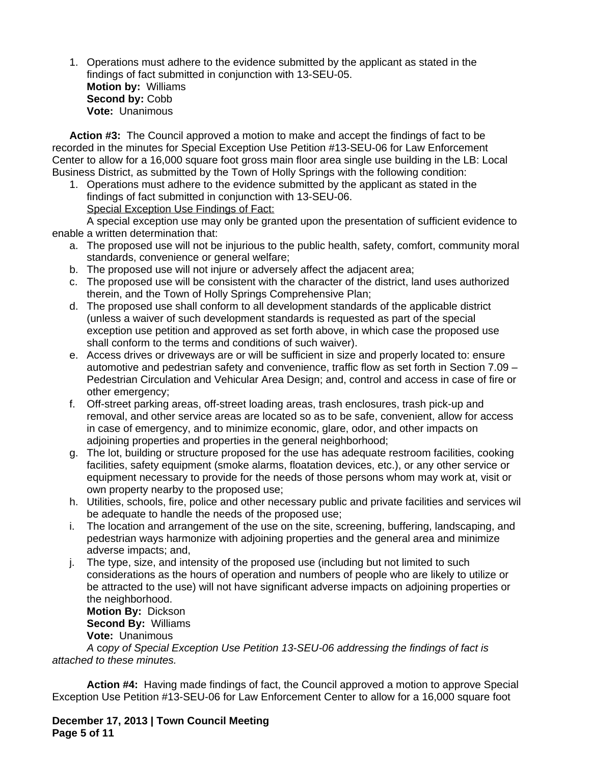1. Operations must adhere to the evidence submitted by the applicant as stated in the findings of fact submitted in conjunction with 13-SEU-05.
   **Motion by:** Williams
   **Second by:** Cobb
   **Vote:** Unanimous

**Action #3:** The Council approved a motion to make and accept the findings of fact to be recorded in the minutes for Special Exception Use Petition #13-SEU-06 for Law Enforcement Center to allow for a 16,000 square foot gross main floor area single use building in the LB: Local Business District, as submitted by the Town of Holly Springs with the following condition:

1. Operations must adhere to the evidence submitted by the applicant as stated in the findings of fact submitted in conjunction with 13-SEU-06.
   Special Exception Use Findings of Fact:

A special exception use may only be granted upon the presentation of sufficient evidence to enable a written determination that:

a. The proposed use will not be injurious to the public health, safety, comfort, community moral standards, convenience or general welfare;
b. The proposed use will not injure or adversely affect the adjacent area;
c. The proposed use will be consistent with the character of the district, land uses authorized therein, and the Town of Holly Springs Comprehensive Plan;
d. The proposed use shall conform to all development standards of the applicable district (unless a waiver of such development standards is requested as part of the special exception use petition and approved as set forth above, in which case the proposed use shall conform to the terms and conditions of such waiver).
e. Access drives or driveways are or will be sufficient in size and properly located to: ensure automotive and pedestrian safety and convenience, traffic flow as set forth in Section 7.09 – Pedestrian Circulation and Vehicular Area Design; and, control and access in case of fire or other emergency;
f. Off-street parking areas, off-street loading areas, trash enclosures, trash pick-up and removal, and other service areas are located so as to be safe, convenient, allow for access in case of emergency, and to minimize economic, glare, odor, and other impacts on adjoining properties and properties in the general neighborhood;
g. The lot, building or structure proposed for the use has adequate restroom facilities, cooking facilities, safety equipment (smoke alarms, floatation devices, etc.), or any other service or equipment necessary to provide for the needs of those persons whom may work at, visit or own property nearby to the proposed use;
h. Utilities, schools, fire, police and other necessary public and private facilities and services wil be adequate to handle the needs of the proposed use;
i. The location and arrangement of the use on the site, screening, buffering, landscaping, and pedestrian ways harmonize with adjoining properties and the general area and minimize adverse impacts; and,
j. The type, size, and intensity of the proposed use (including but not limited to such considerations as the hours of operation and numbers of people who are likely to utilize or be attracted to the use) will not have significant adverse impacts on adjoining properties or the neighborhood.
   **Motion By:** Dickson
   **Second By:** Williams
   **Vote:** Unanimous

*A copy of Special Exception Use Petition 13-SEU-06 addressing the findings of fact is attached to these minutes.*

**Action #4:** Having made findings of fact, the Council approved a motion to approve Special Exception Use Petition #13-SEU-06 for Law Enforcement Center to allow for a 16,000 square foot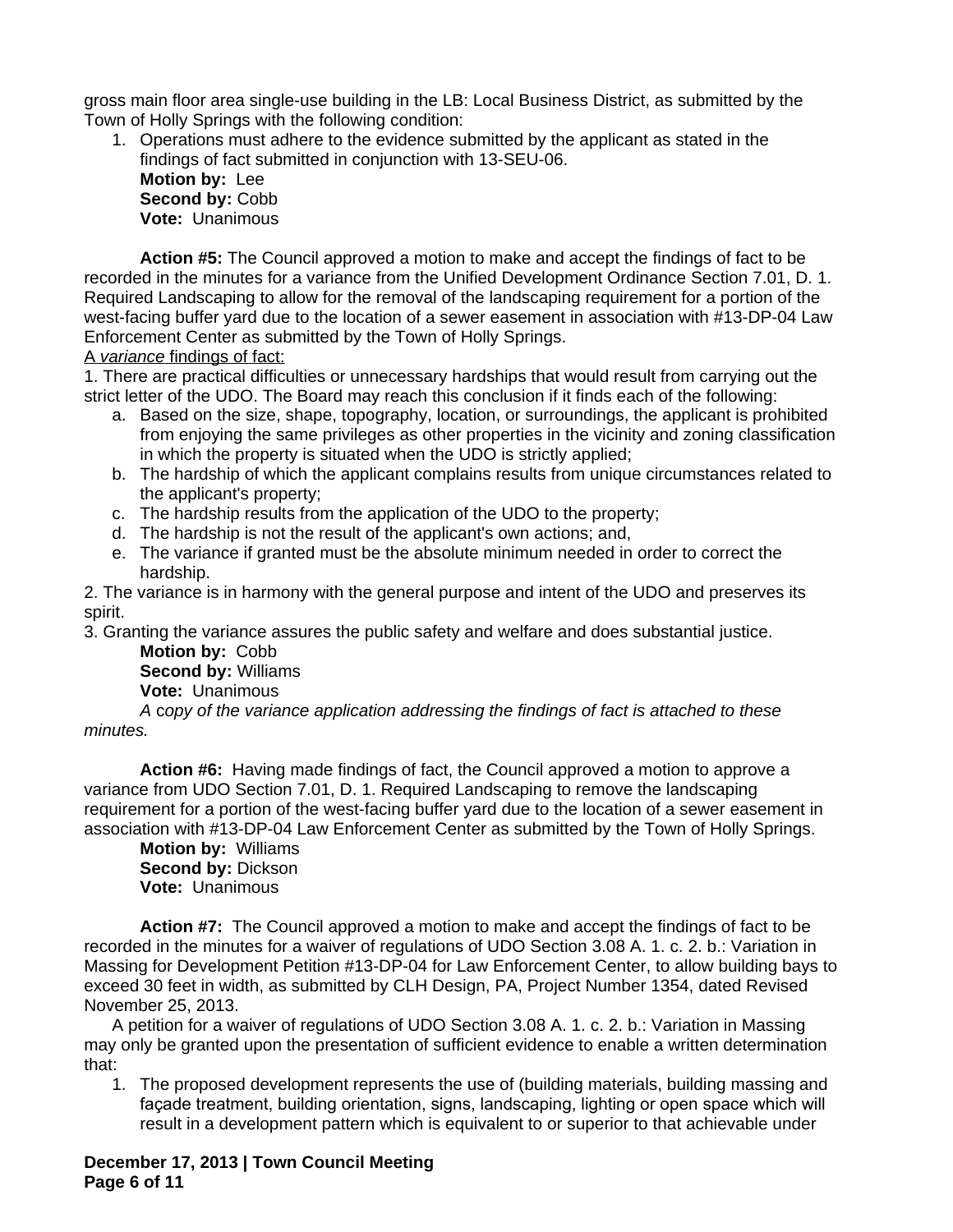gross main floor area single-use building in the LB: Local Business District, as submitted by the Town of Holly Springs with the following condition:

1. Operations must adhere to the evidence submitted by the applicant as stated in the findings of fact submitted in conjunction with 13-SEU-06.
   **Motion by:** Lee
   **Second by:** Cobb
   **Vote:** Unanimous

**Action #5:** The Council approved a motion to make and accept the findings of fact to be recorded in the minutes for a variance from the Unified Development Ordinance Section 7.01, D. 1. Required Landscaping to allow for the removal of the landscaping requirement for a portion of the west-facing buffer yard due to the location of a sewer easement in association with #13-DP-04 Law Enforcement Center as submitted by the Town of Holly Springs.

A *variance* findings of fact:

1. There are practical difficulties or unnecessary hardships that would result from carrying out the strict letter of the UDO. The Board may reach this conclusion if it finds each of the following:
   a. Based on the size, shape, topography, location, or surroundings, the applicant is prohibited from enjoying the same privileges as other properties in the vicinity and zoning classification in which the property is situated when the UDO is strictly applied;
   b. The hardship of which the applicant complains results from unique circumstances related to the applicant's property;
   c. The hardship results from the application of the UDO to the property;
   d. The hardship is not the result of the applicant's own actions; and,
   e. The variance if granted must be the absolute minimum needed in order to correct the hardship.
2. The variance is in harmony with the general purpose and intent of the UDO and preserves its spirit.
3. Granting the variance assures the public safety and welfare and does substantial justice.

**Motion by:** Cobb
**Second by:** Williams
**Vote:** Unanimous

*A copy of the variance application addressing the findings of fact is attached to these minutes.*

**Action #6:** Having made findings of fact, the Council approved a motion to approve a variance from UDO Section 7.01, D. 1. Required Landscaping to remove the landscaping requirement for a portion of the west-facing buffer yard due to the location of a sewer easement in association with #13-DP-04 Law Enforcement Center as submitted by the Town of Holly Springs.

**Motion by:** Williams
**Second by:** Dickson
**Vote:** Unanimous

**Action #7:** The Council approved a motion to make and accept the findings of fact to be recorded in the minutes for a waiver of regulations of UDO Section 3.08 A. 1. c. 2. b.: Variation in Massing for Development Petition #13-DP-04 for Law Enforcement Center, to allow building bays to exceed 30 feet in width, as submitted by CLH Design, PA, Project Number 1354, dated Revised November 25, 2013.

A petition for a waiver of regulations of UDO Section 3.08 A. 1. c. 2. b.: Variation in Massing may only be granted upon the presentation of sufficient evidence to enable a written determination that:

1. The proposed development represents the use of (building materials, building massing and façade treatment, building orientation, signs, landscaping, lighting or open space which will result in a development pattern which is equivalent to or superior to that achievable under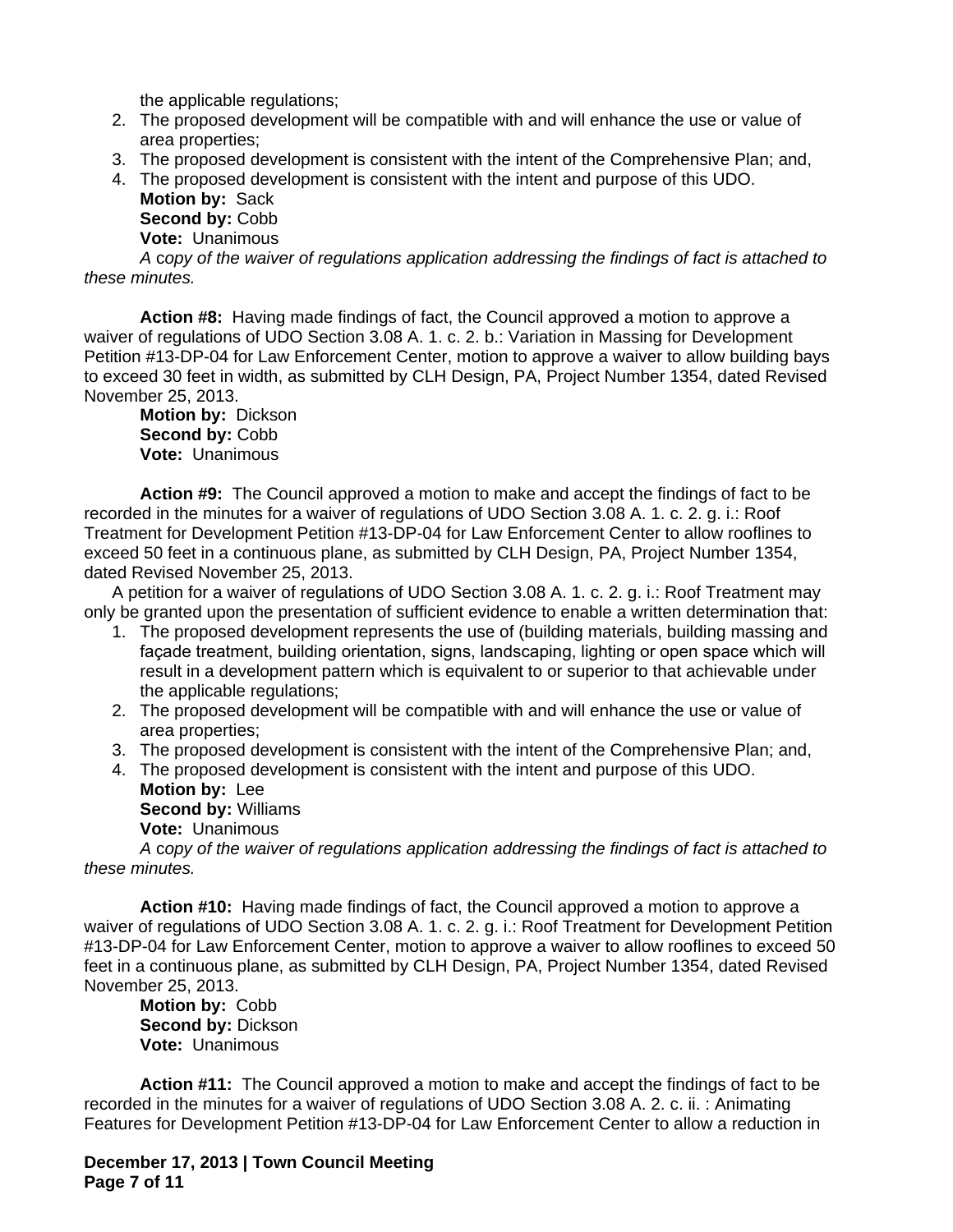the applicable regulations;
2. The proposed development will be compatible with and will enhance the use or value of area properties;
3. The proposed development is consistent with the intent of the Comprehensive Plan; and,
4. The proposed development is consistent with the intent and purpose of this UDO.

**Motion by:** Sack
**Second by:** Cobb
**Vote:** Unanimous

*A copy of the waiver of regulations application addressing the findings of fact is attached to these minutes.*

**Action #8:** Having made findings of fact, the Council approved a motion to approve a waiver of regulations of UDO Section 3.08 A. 1. c. 2. b.: Variation in Massing for Development Petition #13-DP-04 for Law Enforcement Center, motion to approve a waiver to allow building bays to exceed 30 feet in width, as submitted by CLH Design, PA, Project Number 1354, dated Revised November 25, 2013.

**Motion by:** Dickson
**Second by:** Cobb
**Vote:** Unanimous

**Action #9:** The Council approved a motion to make and accept the findings of fact to be recorded in the minutes for a waiver of regulations of UDO Section 3.08 A. 1. c. 2. g. i.: Roof Treatment for Development Petition #13-DP-04 for Law Enforcement Center to allow rooflines to exceed 50 feet in a continuous plane, as submitted by CLH Design, PA, Project Number 1354, dated Revised November 25, 2013.

A petition for a waiver of regulations of UDO Section 3.08 A. 1. c. 2. g. i.: Roof Treatment may only be granted upon the presentation of sufficient evidence to enable a written determination that:

1. The proposed development represents the use of (building materials, building massing and façade treatment, building orientation, signs, landscaping, lighting or open space which will result in a development pattern which is equivalent to or superior to that achievable under the applicable regulations;
2. The proposed development will be compatible with and will enhance the use or value of area properties;
3. The proposed development is consistent with the intent of the Comprehensive Plan; and,
4. The proposed development is consistent with the intent and purpose of this UDO.

**Motion by:** Lee
**Second by:** Williams
**Vote:** Unanimous

*A copy of the waiver of regulations application addressing the findings of fact is attached to these minutes.*

**Action #10:** Having made findings of fact, the Council approved a motion to approve a waiver of regulations of UDO Section 3.08 A. 1. c. 2. g. i.: Roof Treatment for Development Petition #13-DP-04 for Law Enforcement Center, motion to approve a waiver to allow rooflines to exceed 50 feet in a continuous plane, as submitted by CLH Design, PA, Project Number 1354, dated Revised November 25, 2013.

**Motion by:** Cobb
**Second by:** Dickson
**Vote:** Unanimous

**Action #11:** The Council approved a motion to make and accept the findings of fact to be recorded in the minutes for a waiver of regulations of UDO Section 3.08 A. 2. c. ii. : Animating Features for Development Petition #13-DP-04 for Law Enforcement Center to allow a reduction in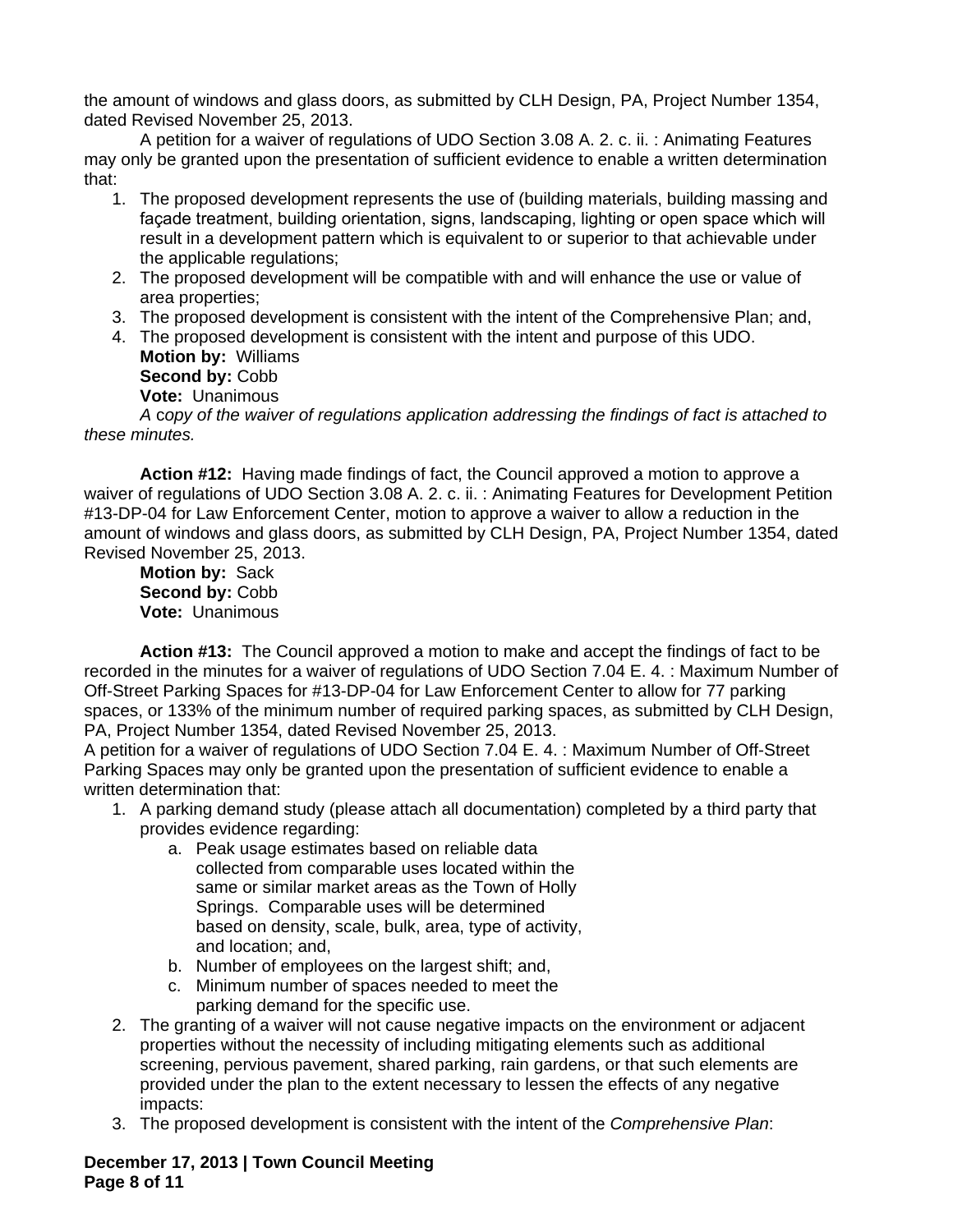the amount of windows and glass doors, as submitted by CLH Design, PA, Project Number 1354, dated Revised November 25, 2013.

A petition for a waiver of regulations of UDO Section 3.08 A. 2. c. ii. : Animating Features may only be granted upon the presentation of sufficient evidence to enable a written determination that:

1. The proposed development represents the use of (building materials, building massing and façade treatment, building orientation, signs, landscaping, lighting or open space which will result in a development pattern which is equivalent to or superior to that achievable under the applicable regulations;
2. The proposed development will be compatible with and will enhance the use or value of area properties;
3. The proposed development is consistent with the intent of the Comprehensive Plan; and,
4. The proposed development is consistent with the intent and purpose of this UDO.

**Motion by:** Williams
**Second by:** Cobb
**Vote:** Unanimous

*A copy of the waiver of regulations application addressing the findings of fact is attached to these minutes.*

**Action #12:** Having made findings of fact, the Council approved a motion to approve a waiver of regulations of UDO Section 3.08 A. 2. c. ii. : Animating Features for Development Petition #13-DP-04 for Law Enforcement Center, motion to approve a waiver to allow a reduction in the amount of windows and glass doors, as submitted by CLH Design, PA, Project Number 1354, dated Revised November 25, 2013.

**Motion by:** Sack
**Second by:** Cobb
**Vote:** Unanimous

**Action #13:** The Council approved a motion to make and accept the findings of fact to be recorded in the minutes for a waiver of regulations of UDO Section 7.04 E. 4. : Maximum Number of Off-Street Parking Spaces for #13-DP-04 for Law Enforcement Center to allow for 77 parking spaces, or 133% of the minimum number of required parking spaces, as submitted by CLH Design, PA, Project Number 1354, dated Revised November 25, 2013.

A petition for a waiver of regulations of UDO Section 7.04 E. 4. : Maximum Number of Off-Street Parking Spaces may only be granted upon the presentation of sufficient evidence to enable a written determination that:

1. A parking demand study (please attach all documentation) completed by a third party that provides evidence regarding:
   a. Peak usage estimates based on reliable data collected from comparable uses located within the same or similar market areas as the Town of Holly Springs. Comparable uses will be determined based on density, scale, bulk, area, type of activity, and location; and,
   b. Number of employees on the largest shift; and,
   c. Minimum number of spaces needed to meet the parking demand for the specific use.
2. The granting of a waiver will not cause negative impacts on the environment or adjacent properties without the necessity of including mitigating elements such as additional screening, pervious pavement, shared parking, rain gardens, or that such elements are provided under the plan to the extent necessary to lessen the effects of any negative impacts:
3. The proposed development is consistent with the intent of the *Comprehensive Plan*: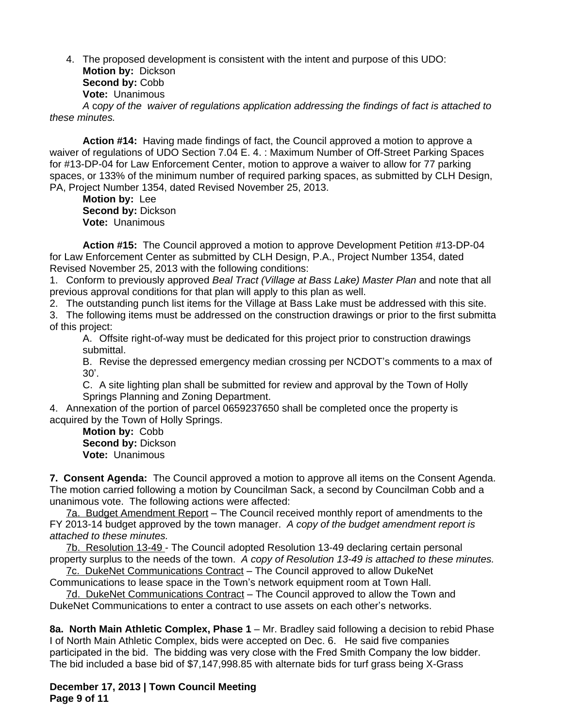4. The proposed development is consistent with the intent and purpose of this UDO:
   **Motion by:** Dickson
   **Second by:** Cobb
   **Vote:** Unanimous

*A copy of the waiver of regulations application addressing the findings of fact is attached to these minutes.*

**Action #14:** Having made findings of fact, the Council approved a motion to approve a waiver of regulations of UDO Section 7.04 E. 4. : Maximum Number of Off-Street Parking Spaces for #13-DP-04 for Law Enforcement Center, motion to approve a waiver to allow for 77 parking spaces, or 133% of the minimum number of required parking spaces, as submitted by CLH Design, PA, Project Number 1354, dated Revised November 25, 2013.

**Motion by:** Lee
**Second by:** Dickson
**Vote:** Unanimous

**Action #15:** The Council approved a motion to approve Development Petition #13-DP-04 for Law Enforcement Center as submitted by CLH Design, P.A., Project Number 1354, dated Revised November 25, 2013 with the following conditions:

1. Conform to previously approved *Beal Tract (Village at Bass Lake) Master Plan* and note that all previous approval conditions for that plan will apply to this plan as well.
2. The outstanding punch list items for the Village at Bass Lake must be addressed with this site.
3. The following items must be addressed on the construction drawings or prior to the first submitta of this project:
   A. Offsite right-of-way must be dedicated for this project prior to construction drawings submittal.
   B. Revise the depressed emergency median crossing per NCDOT's comments to a max of 30'.
   C. A site lighting plan shall be submitted for review and approval by the Town of Holly Springs Planning and Zoning Department.
4. Annexation of the portion of parcel 0659237650 shall be completed once the property is acquired by the Town of Holly Springs.

**Motion by:** Cobb
**Second by:** Dickson
**Vote:** Unanimous

**7. Consent Agenda:** The Council approved a motion to approve all items on the Consent Agenda. The motion carried following a motion by Councilman Sack, a second by Councilman Cobb and a unanimous vote. The following actions were affected:

7a. Budget Amendment Report – The Council received monthly report of amendments to the FY 2013-14 budget approved by the town manager. *A copy of the budget amendment report is attached to these minutes.*

7b. Resolution 13-49 - The Council adopted Resolution 13-49 declaring certain personal property surplus to the needs of the town. *A copy of Resolution 13-49 is attached to these minutes.*

7c. DukeNet Communications Contract – The Council approved to allow DukeNet Communications to lease space in the Town's network equipment room at Town Hall.

7d. DukeNet Communications Contract – The Council approved to allow the Town and DukeNet Communications to enter a contract to use assets on each other's networks.

**8a. North Main Athletic Complex, Phase 1** – Mr. Bradley said following a decision to rebid Phase I of North Main Athletic Complex, bids were accepted on Dec. 6. He said five companies participated in the bid. The bidding was very close with the Fred Smith Company the low bidder. The bid included a base bid of $7,147,998.85 with alternate bids for turf grass being X-Grass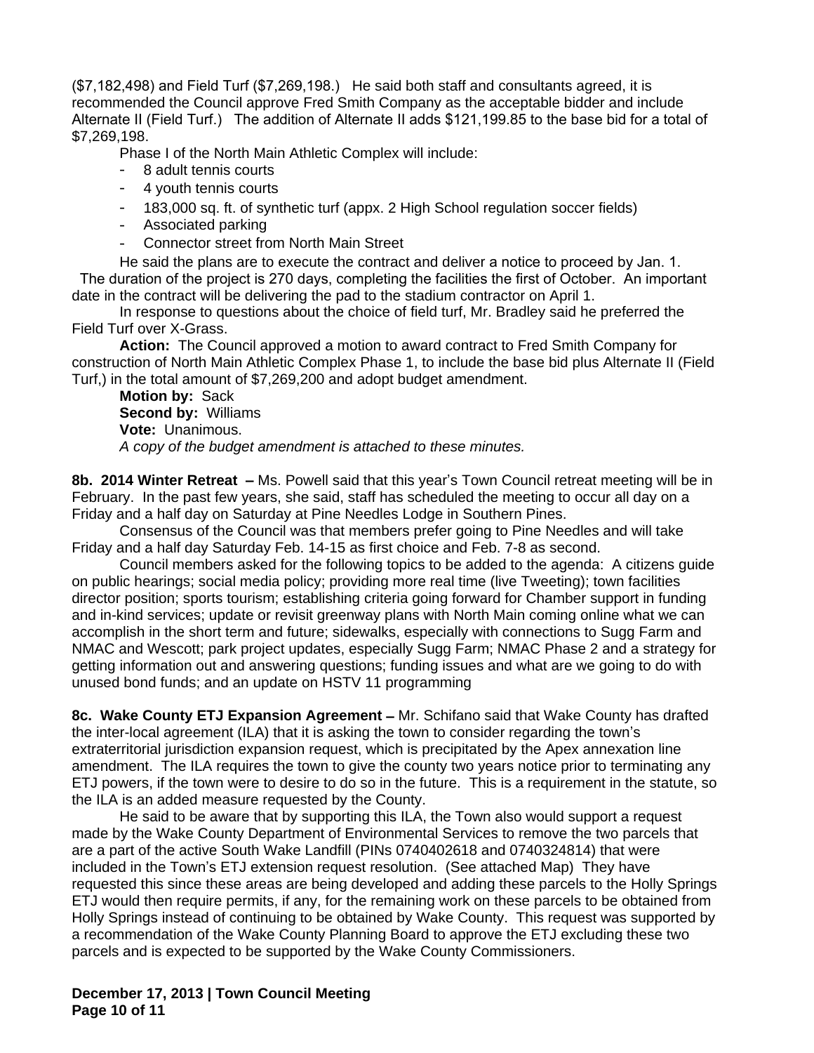($7,182,498) and Field Turf ($7,269,198.)   He said both staff and consultants agreed, it is recommended the Council approve Fred Smith Company as the acceptable bidder and include Alternate II (Field Turf.)   The addition of Alternate II adds $121,199.85 to the base bid for a total of $7,269,198.

Phase I of the North Main Athletic Complex will include:

- 8 adult tennis courts
- 4 youth tennis courts
- 183,000 sq. ft. of synthetic turf (appx. 2 High School regulation soccer fields)
- Associated parking
- Connector street from North Main Street

He said the plans are to execute the contract and deliver a notice to proceed by Jan. 1. The duration of the project is 270 days, completing the facilities the first of October. An important date in the contract will be delivering the pad to the stadium contractor on April 1.

In response to questions about the choice of field turf, Mr. Bradley said he preferred the Field Turf over X-Grass.

**Action:** The Council approved a motion to award contract to Fred Smith Company for construction of North Main Athletic Complex Phase 1, to include the base bid plus Alternate II (Field Turf,) in the total amount of $7,269,200 and adopt budget amendment.

**Motion by:** Sack
**Second by:** Williams
**Vote:** Unanimous.
*A copy of the budget amendment is attached to these minutes.*

**8b. 2014 Winter Retreat –** Ms. Powell said that this year's Town Council retreat meeting will be in February. In the past few years, she said, staff has scheduled the meeting to occur all day on a Friday and a half day on Saturday at Pine Needles Lodge in Southern Pines.

Consensus of the Council was that members prefer going to Pine Needles and will take Friday and a half day Saturday Feb. 14-15 as first choice and Feb. 7-8 as second.

Council members asked for the following topics to be added to the agenda: A citizens guide on public hearings; social media policy; providing more real time (live Tweeting); town facilities director position; sports tourism; establishing criteria going forward for Chamber support in funding and in-kind services; update or revisit greenway plans with North Main coming online what we can accomplish in the short term and future; sidewalks, especially with connections to Sugg Farm and NMAC and Wescott; park project updates, especially Sugg Farm; NMAC Phase 2 and a strategy for getting information out and answering questions; funding issues and what are we going to do with unused bond funds; and an update on HSTV 11 programming

**8c. Wake County ETJ Expansion Agreement –** Mr. Schifano said that Wake County has drafted the inter-local agreement (ILA) that it is asking the town to consider regarding the town's extraterritorial jurisdiction expansion request, which is precipitated by the Apex annexation line amendment. The ILA requires the town to give the county two years notice prior to terminating any ETJ powers, if the town were to desire to do so in the future. This is a requirement in the statute, so the ILA is an added measure requested by the County.

He said to be aware that by supporting this ILA, the Town also would support a request made by the Wake County Department of Environmental Services to remove the two parcels that are a part of the active South Wake Landfill (PINs 0740402618 and 0740324814) that were included in the Town's ETJ extension request resolution. (See attached Map) They have requested this since these areas are being developed and adding these parcels to the Holly Springs ETJ would then require permits, if any, for the remaining work on these parcels to be obtained from Holly Springs instead of continuing to be obtained by Wake County. This request was supported by a recommendation of the Wake County Planning Board to approve the ETJ excluding these two parcels and is expected to be supported by the Wake County Commissioners.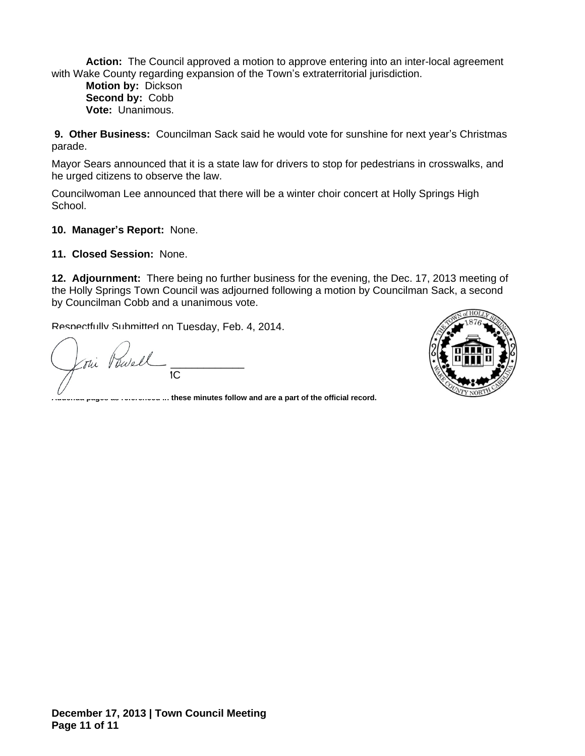**Action:** The Council approved a motion to approve entering into an inter-local agreement with Wake County regarding expansion of the Town's extraterritorial jurisdiction.

**Motion by:** Dickson
**Second by:** Cobb
**Vote:** Unanimous.

**9. Other Business:** Councilman Sack said he would vote for sunshine for next year's Christmas parade.

Mayor Sears announced that it is a state law for drivers to stop for pedestrians in crosswalks, and he urged citizens to observe the law.

Councilwoman Lee announced that there will be a winter choir concert at Holly Springs High School.

**10. Manager's Report:** None.

**11. Closed Session:** None.

**12. Adjournment:** There being no further business for the evening, the Dec. 17, 2013 meeting of the Holly Springs Town Council was adjourned following a motion by Councilman Sack, a second by Councilman Cobb and a unanimous vote.

Respectfully Submitted on Tuesday, Feb. 4, 2014.

Joni Powell ___________ MC

**... these minutes follow and are a part of the official record.**